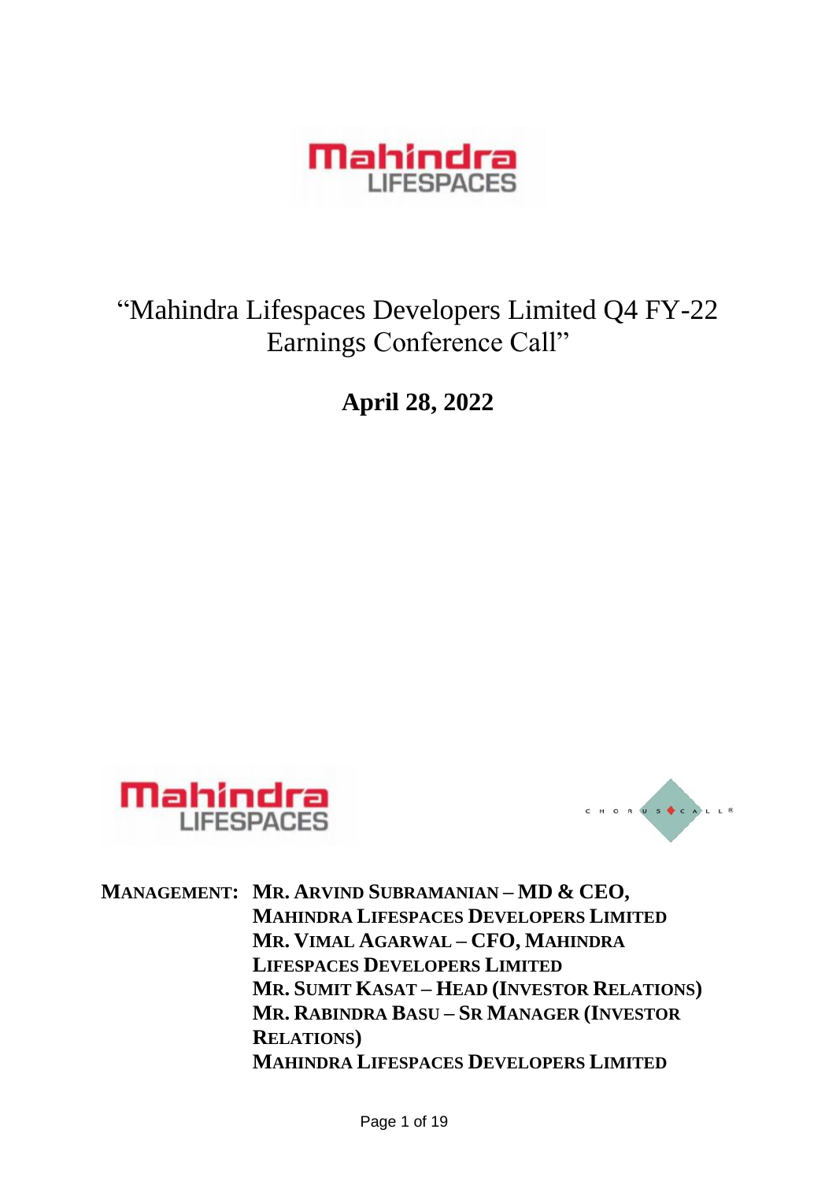# "Mahindra Lifespaces Developers Limited Q4 FY-22 Earnings Conference Call"

## April 28, 2022

**MANAGEMENT:** **MR. ARVIND SUBRAMANIAN – MD & CEO, MAHINDRA LIFESPACES DEVELOPERS LIMITED**
**MR. VIMAL AGARWAL – CFO, MAHINDRA LIFESPACES DEVELOPERS LIMITED**
**MR. SUMIT KASAT – HEAD (INVESTOR RELATIONS)**
**MR. RABINDRA BASU – SR MANAGER (INVESTOR RELATIONS)**
**MAHINDRA LIFESPACES DEVELOPERS LIMITED**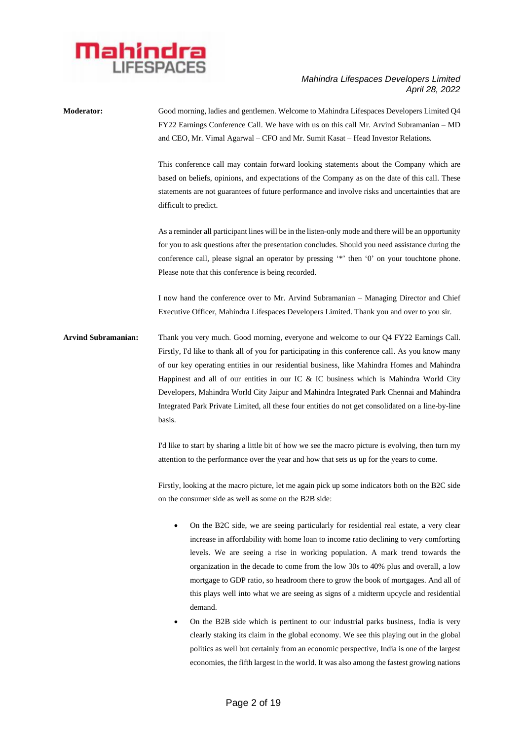**Moderator:** Good morning, ladies and gentlemen. Welcome to Mahindra Lifespaces Developers Limited Q4 FY22 Earnings Conference Call. We have with us on this call Mr. Arvind Subramanian – MD and CEO, Mr. Vimal Agarwal – CFO and Mr. Sumit Kasat – Head Investor Relations.

This conference call may contain forward looking statements about the Company which are based on beliefs, opinions, and expectations of the Company as on the date of this call. These statements are not guarantees of future performance and involve risks and uncertainties that are difficult to predict.

As a reminder all participant lines will be in the listen-only mode and there will be an opportunity for you to ask questions after the presentation concludes. Should you need assistance during the conference call, please signal an operator by pressing '*' then '0' on your touchtone phone. Please note that this conference is being recorded.

I now hand the conference over to Mr. Arvind Subramanian – Managing Director and Chief Executive Officer, Mahindra Lifespaces Developers Limited. Thank you and over to you sir.

**Arvind Subramanian:** Thank you very much. Good morning, everyone and welcome to our Q4 FY22 Earnings Call. Firstly, I'd like to thank all of you for participating in this conference call. As you know many of our key operating entities in our residential business, like Mahindra Homes and Mahindra Happinest and all of our entities in our IC & IC business which is Mahindra World City Developers, Mahindra World City Jaipur and Mahindra Integrated Park Chennai and Mahindra Integrated Park Private Limited, all these four entities do not get consolidated on a line-by-line basis.

I'd like to start by sharing a little bit of how we see the macro picture is evolving, then turn my attention to the performance over the year and how that sets us up for the years to come.

Firstly, looking at the macro picture, let me again pick up some indicators both on the B2C side on the consumer side as well as some on the B2B side:

- On the B2C side, we are seeing particularly for residential real estate, a very clear increase in affordability with home loan to income ratio declining to very comforting levels. We are seeing a rise in working population. A mark trend towards the organization in the decade to come from the low 30s to 40% plus and overall, a low mortgage to GDP ratio, so headroom there to grow the book of mortgages. And all of this plays well into what we are seeing as signs of a midterm upcycle and residential demand.
- On the B2B side which is pertinent to our industrial parks business, India is very clearly staking its claim in the global economy. We see this playing out in the global politics as well but certainly from an economic perspective, India is one of the largest economies, the fifth largest in the world. It was also among the fastest growing nations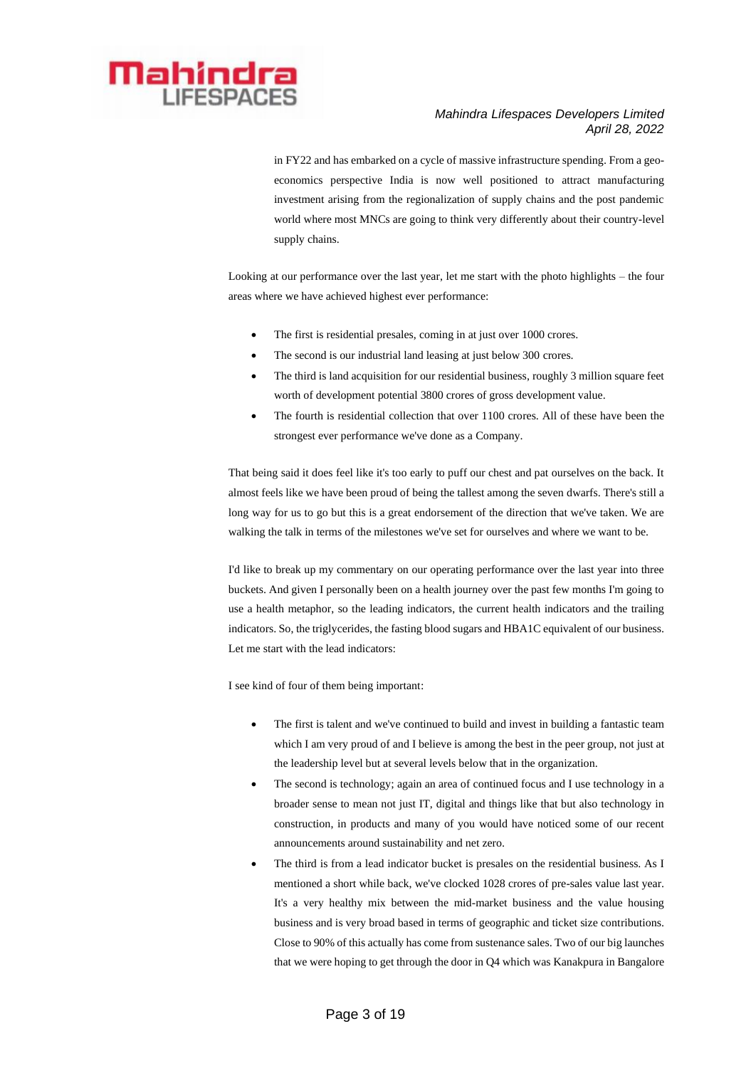in FY22 and has embarked on a cycle of massive infrastructure spending. From a geo-economics perspective India is now well positioned to attract manufacturing investment arising from the regionalization of supply chains and the post pandemic world where most MNCs are going to think very differently about their country-level supply chains.

Looking at our performance over the last year, let me start with the photo highlights – the four areas where we have achieved highest ever performance:

- The first is residential presales, coming in at just over 1000 crores.
- The second is our industrial land leasing at just below 300 crores.
- The third is land acquisition for our residential business, roughly 3 million square feet worth of development potential 3800 crores of gross development value.
- The fourth is residential collection that over 1100 crores. All of these have been the strongest ever performance we've done as a Company.

That being said it does feel like it's too early to puff our chest and pat ourselves on the back. It almost feels like we have been proud of being the tallest among the seven dwarfs. There's still a long way for us to go but this is a great endorsement of the direction that we've taken. We are walking the talk in terms of the milestones we've set for ourselves and where we want to be.

I'd like to break up my commentary on our operating performance over the last year into three buckets. And given I personally been on a health journey over the past few months I'm going to use a health metaphor, so the leading indicators, the current health indicators and the trailing indicators. So, the triglycerides, the fasting blood sugars and HBA1C equivalent of our business. Let me start with the lead indicators:

I see kind of four of them being important:

- The first is talent and we've continued to build and invest in building a fantastic team which I am very proud of and I believe is among the best in the peer group, not just at the leadership level but at several levels below that in the organization.
- The second is technology; again an area of continued focus and I use technology in a broader sense to mean not just IT, digital and things like that but also technology in construction, in products and many of you would have noticed some of our recent announcements around sustainability and net zero.
- The third is from a lead indicator bucket is presales on the residential business. As I mentioned a short while back, we've clocked 1028 crores of pre-sales value last year. It's a very healthy mix between the mid-market business and the value housing business and is very broad based in terms of geographic and ticket size contributions. Close to 90% of this actually has come from sustenance sales. Two of our big launches that we were hoping to get through the door in Q4 which was Kanakpura in Bangalore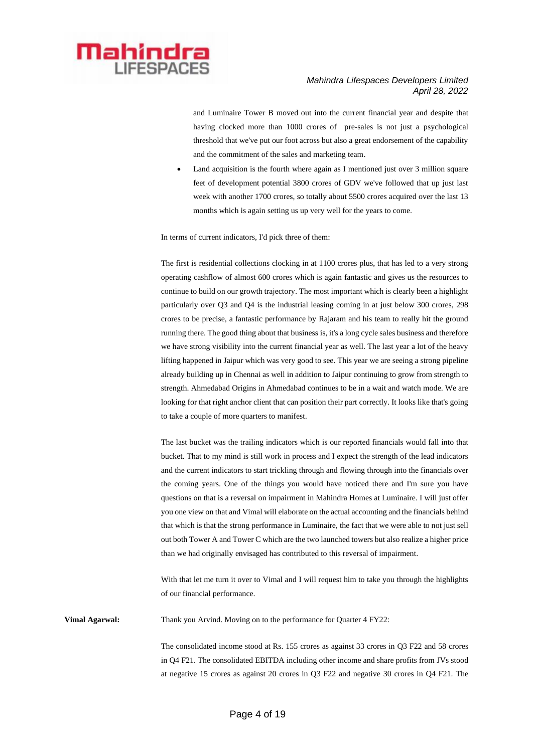and Luminaire Tower B moved out into the current financial year and despite that having clocked more than 1000 crores of pre-sales is not just a psychological threshold that we've put our foot across but also a great endorsement of the capability and the commitment of the sales and marketing team.

- Land acquisition is the fourth where again as I mentioned just over 3 million square feet of development potential 3800 crores of GDV we've followed that up just last week with another 1700 crores, so totally about 5500 crores acquired over the last 13 months which is again setting us up very well for the years to come.

In terms of current indicators, I'd pick three of them:

The first is residential collections clocking in at 1100 crores plus, that has led to a very strong operating cashflow of almost 600 crores which is again fantastic and gives us the resources to continue to build on our growth trajectory. The most important which is clearly been a highlight particularly over Q3 and Q4 is the industrial leasing coming in at just below 300 crores, 298 crores to be precise, a fantastic performance by Rajaram and his team to really hit the ground running there. The good thing about that business is, it's a long cycle sales business and therefore we have strong visibility into the current financial year as well. The last year a lot of the heavy lifting happened in Jaipur which was very good to see. This year we are seeing a strong pipeline already building up in Chennai as well in addition to Jaipur continuing to grow from strength to strength. Ahmedabad Origins in Ahmedabad continues to be in a wait and watch mode. We are looking for that right anchor client that can position their part correctly. It looks like that's going to take a couple of more quarters to manifest.

The last bucket was the trailing indicators which is our reported financials would fall into that bucket. That to my mind is still work in process and I expect the strength of the lead indicators and the current indicators to start trickling through and flowing through into the financials over the coming years. One of the things you would have noticed there and I'm sure you have questions on that is a reversal on impairment in Mahindra Homes at Luminaire. I will just offer you one view on that and Vimal will elaborate on the actual accounting and the financials behind that which is that the strong performance in Luminaire, the fact that we were able to not just sell out both Tower A and Tower C which are the two launched towers but also realize a higher price than we had originally envisaged has contributed to this reversal of impairment.

With that let me turn it over to Vimal and I will request him to take you through the highlights of our financial performance.

**Vimal Agarwal:** Thank you Arvind. Moving on to the performance for Quarter 4 FY22:

The consolidated income stood at Rs. 155 crores as against 33 crores in Q3 F22 and 58 crores in Q4 F21. The consolidated EBITDA including other income and share profits from JVs stood at negative 15 crores as against 20 crores in Q3 F22 and negative 30 crores in Q4 F21. The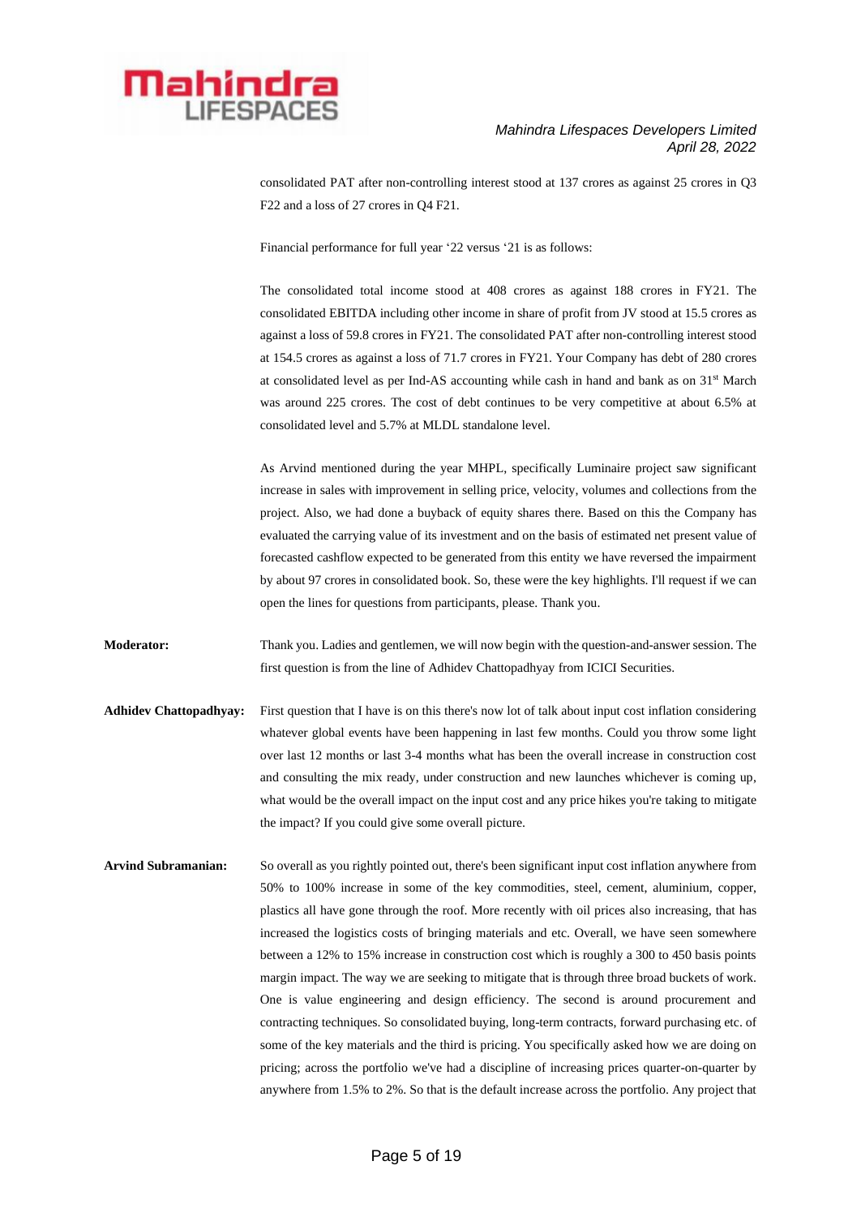consolidated PAT after non-controlling interest stood at 137 crores as against 25 crores in Q3 F22 and a loss of 27 crores in Q4 F21.

Financial performance for full year '22 versus '21 is as follows:

The consolidated total income stood at 408 crores as against 188 crores in FY21. The consolidated EBITDA including other income in share of profit from JV stood at 15.5 crores as against a loss of 59.8 crores in FY21. The consolidated PAT after non-controlling interest stood at 154.5 crores as against a loss of 71.7 crores in FY21. Your Company has debt of 280 crores at consolidated level as per Ind-AS accounting while cash in hand and bank as on 31st March was around 225 crores. The cost of debt continues to be very competitive at about 6.5% at consolidated level and 5.7% at MLDL standalone level.

As Arvind mentioned during the year MHPL, specifically Luminaire project saw significant increase in sales with improvement in selling price, velocity, volumes and collections from the project. Also, we had done a buyback of equity shares there. Based on this the Company has evaluated the carrying value of its investment and on the basis of estimated net present value of forecasted cashflow expected to be generated from this entity we have reversed the impairment by about 97 crores in consolidated book. So, these were the key highlights. I'll request if we can open the lines for questions from participants, please. Thank you.

**Moderator:** Thank you. Ladies and gentlemen, we will now begin with the question-and-answer session. The first question is from the line of Adhidev Chattopadhyay from ICICI Securities.

**Adhidev Chattopadhyay:** First question that I have is on this there's now lot of talk about input cost inflation considering whatever global events have been happening in last few months. Could you throw some light over last 12 months or last 3-4 months what has been the overall increase in construction cost and consulting the mix ready, under construction and new launches whichever is coming up, what would be the overall impact on the input cost and any price hikes you're taking to mitigate the impact? If you could give some overall picture.

**Arvind Subramanian:** So overall as you rightly pointed out, there's been significant input cost inflation anywhere from 50% to 100% increase in some of the key commodities, steel, cement, aluminium, copper, plastics all have gone through the roof. More recently with oil prices also increasing, that has increased the logistics costs of bringing materials and etc. Overall, we have seen somewhere between a 12% to 15% increase in construction cost which is roughly a 300 to 450 basis points margin impact. The way we are seeking to mitigate that is through three broad buckets of work. One is value engineering and design efficiency. The second is around procurement and contracting techniques. So consolidated buying, long-term contracts, forward purchasing etc. of some of the key materials and the third is pricing. You specifically asked how we are doing on pricing; across the portfolio we've had a discipline of increasing prices quarter-on-quarter by anywhere from 1.5% to 2%. So that is the default increase across the portfolio. Any project that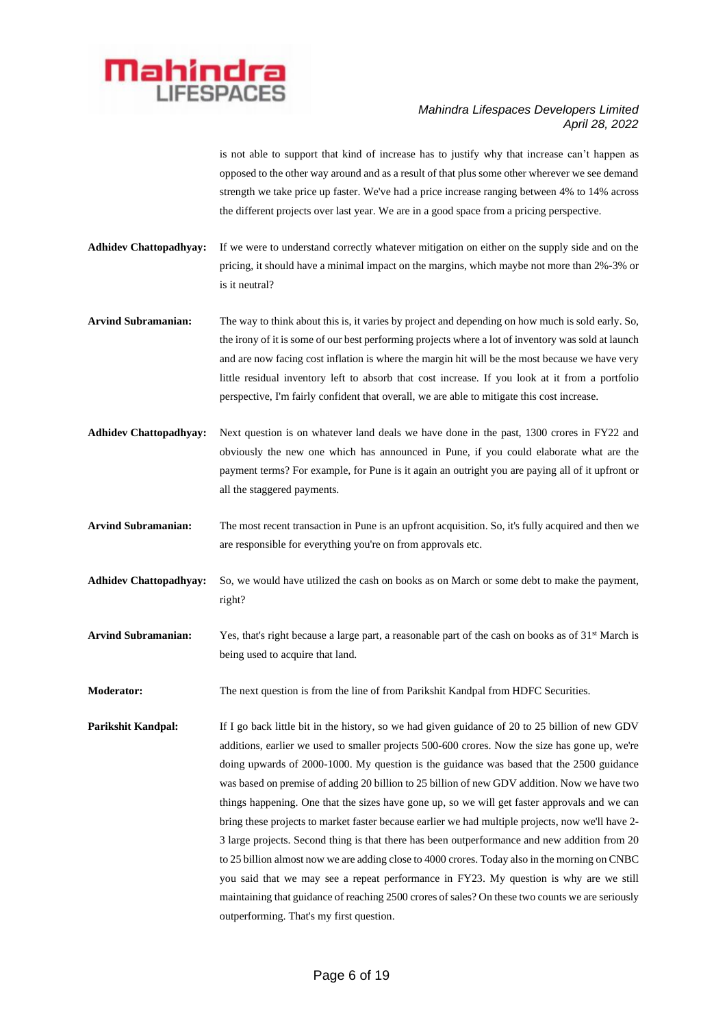is not able to support that kind of increase has to justify why that increase can't happen as opposed to the other way around and as a result of that plus some other wherever we see demand strength we take price up faster. We've had a price increase ranging between 4% to 14% across the different projects over last year. We are in a good space from a pricing perspective.

**Adhidev Chattopadhyay:** If we were to understand correctly whatever mitigation on either on the supply side and on the pricing, it should have a minimal impact on the margins, which maybe not more than 2%-3% or is it neutral?

**Arvind Subramanian:** The way to think about this is, it varies by project and depending on how much is sold early. So, the irony of it is some of our best performing projects where a lot of inventory was sold at launch and are now facing cost inflation is where the margin hit will be the most because we have very little residual inventory left to absorb that cost increase. If you look at it from a portfolio perspective, I'm fairly confident that overall, we are able to mitigate this cost increase.

**Adhidev Chattopadhyay:** Next question is on whatever land deals we have done in the past, 1300 crores in FY22 and obviously the new one which has announced in Pune, if you could elaborate what are the payment terms? For example, for Pune is it again an outright you are paying all of it upfront or all the staggered payments.

**Arvind Subramanian:** The most recent transaction in Pune is an upfront acquisition. So, it's fully acquired and then we are responsible for everything you're on from approvals etc.

**Adhidev Chattopadhyay:** So, we would have utilized the cash on books as on March or some debt to make the payment, right?

**Arvind Subramanian:** Yes, that's right because a large part, a reasonable part of the cash on books as of 31st March is being used to acquire that land.

**Moderator:** The next question is from the line of from Parikshit Kandpal from HDFC Securities.

**Parikshit Kandpal:** If I go back little bit in the history, so we had given guidance of 20 to 25 billion of new GDV additions, earlier we used to smaller projects 500-600 crores. Now the size has gone up, we're doing upwards of 2000-1000. My question is the guidance was based that the 2500 guidance was based on premise of adding 20 billion to 25 billion of new GDV addition. Now we have two things happening. One that the sizes have gone up, so we will get faster approvals and we can bring these projects to market faster because earlier we had multiple projects, now we'll have 2-3 large projects. Second thing is that there has been outperformance and new addition from 20 to 25 billion almost now we are adding close to 4000 crores. Today also in the morning on CNBC you said that we may see a repeat performance in FY23. My question is why are we still maintaining that guidance of reaching 2500 crores of sales? On these two counts we are seriously outperforming. That's my first question.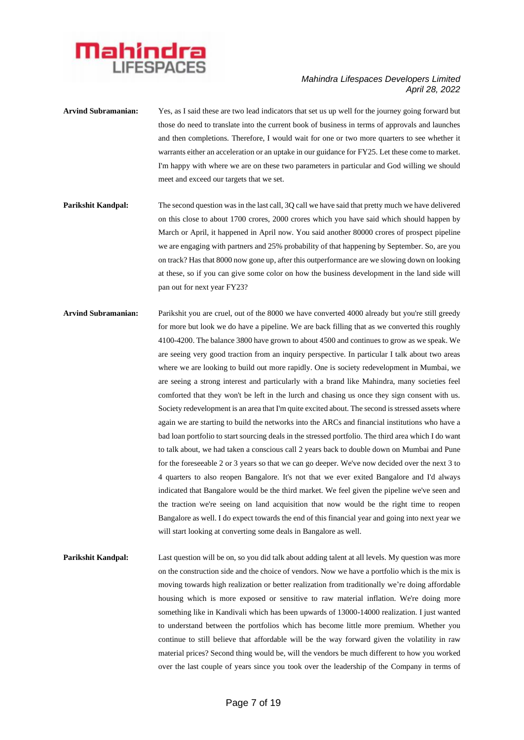**Arvind Subramanian:** Yes, as I said these are two lead indicators that set us up well for the journey going forward but those do need to translate into the current book of business in terms of approvals and launches and then completions. Therefore, I would wait for one or two more quarters to see whether it warrants either an acceleration or an uptake in our guidance for FY25. Let these come to market. I'm happy with where we are on these two parameters in particular and God willing we should meet and exceed our targets that we set.

**Parikshit Kandpal:** The second question was in the last call, 3Q call we have said that pretty much we have delivered on this close to about 1700 crores, 2000 crores which you have said which should happen by March or April, it happened in April now. You said another 80000 crores of prospect pipeline we are engaging with partners and 25% probability of that happening by September. So, are you on track? Has that 8000 now gone up, after this outperformance are we slowing down on looking at these, so if you can give some color on how the business development in the land side will pan out for next year FY23?

**Arvind Subramanian:** Parikshit you are cruel, out of the 8000 we have converted 4000 already but you're still greedy for more but look we do have a pipeline. We are back filling that as we converted this roughly 4100-4200. The balance 3800 have grown to about 4500 and continues to grow as we speak. We are seeing very good traction from an inquiry perspective. In particular I talk about two areas where we are looking to build out more rapidly. One is society redevelopment in Mumbai, we are seeing a strong interest and particularly with a brand like Mahindra, many societies feel comforted that they won't be left in the lurch and chasing us once they sign consent with us. Society redevelopment is an area that I'm quite excited about. The second is stressed assets where again we are starting to build the networks into the ARCs and financial institutions who have a bad loan portfolio to start sourcing deals in the stressed portfolio. The third area which I do want to talk about, we had taken a conscious call 2 years back to double down on Mumbai and Pune for the foreseeable 2 or 3 years so that we can go deeper. We've now decided over the next 3 to 4 quarters to also reopen Bangalore. It's not that we ever exited Bangalore and I'd always indicated that Bangalore would be the third market. We feel given the pipeline we've seen and the traction we're seeing on land acquisition that now would be the right time to reopen Bangalore as well. I do expect towards the end of this financial year and going into next year we will start looking at converting some deals in Bangalore as well.

**Parikshit Kandpal:** Last question will be on, so you did talk about adding talent at all levels. My question was more on the construction side and the choice of vendors. Now we have a portfolio which is the mix is moving towards high realization or better realization from traditionally we're doing affordable housing which is more exposed or sensitive to raw material inflation. We're doing more something like in Kandivali which has been upwards of 13000-14000 realization. I just wanted to understand between the portfolios which has become little more premium. Whether you continue to still believe that affordable will be the way forward given the volatility in raw material prices? Second thing would be, will the vendors be much different to how you worked over the last couple of years since you took over the leadership of the Company in terms of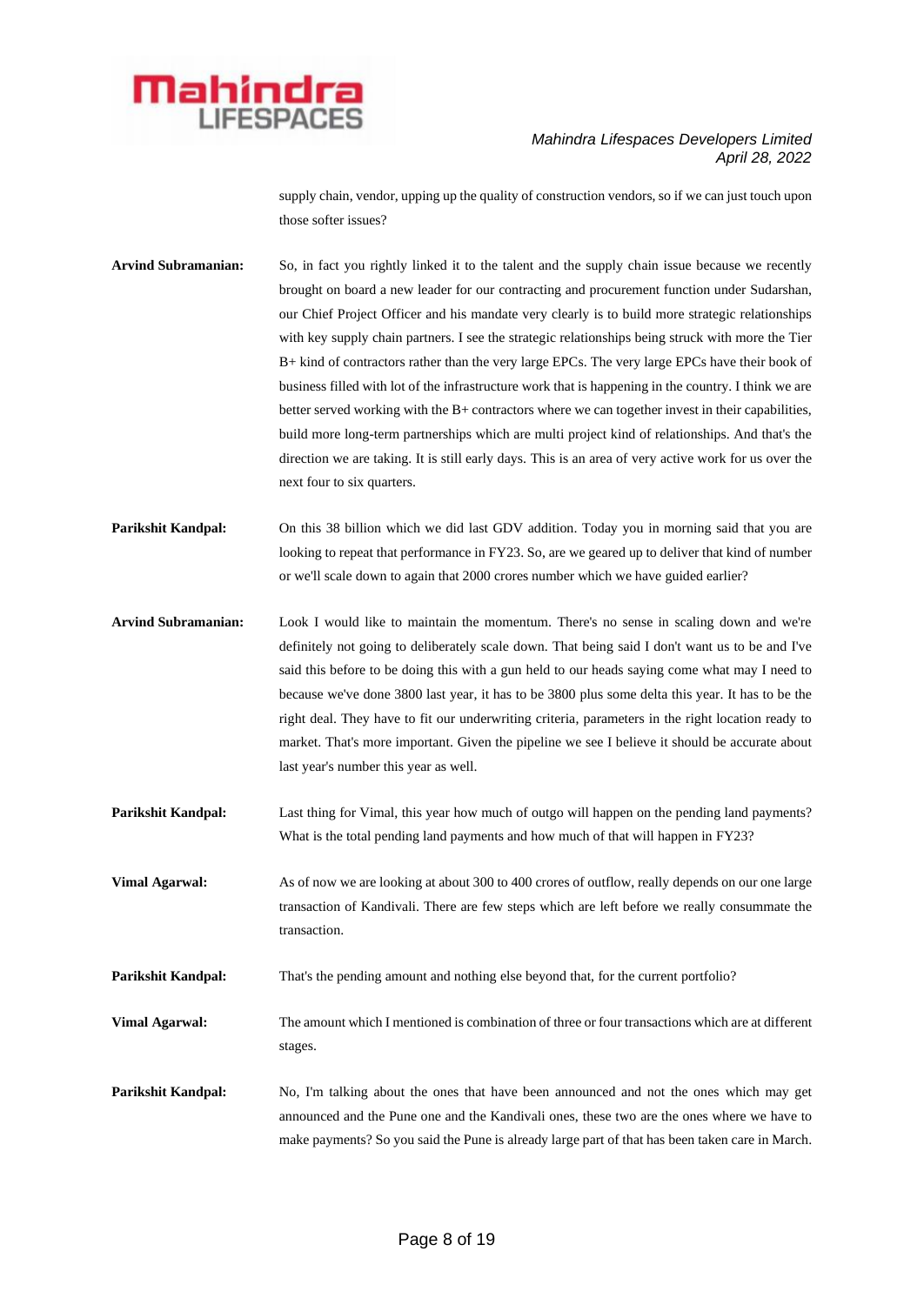supply chain, vendor, upping up the quality of construction vendors, so if we can just touch upon those softer issues?

**Arvind Subramanian:** So, in fact you rightly linked it to the talent and the supply chain issue because we recently brought on board a new leader for our contracting and procurement function under Sudarshan, our Chief Project Officer and his mandate very clearly is to build more strategic relationships with key supply chain partners. I see the strategic relationships being struck with more the Tier B+ kind of contractors rather than the very large EPCs. The very large EPCs have their book of business filled with lot of the infrastructure work that is happening in the country. I think we are better served working with the B+ contractors where we can together invest in their capabilities, build more long-term partnerships which are multi project kind of relationships. And that's the direction we are taking. It is still early days. This is an area of very active work for us over the next four to six quarters.

**Parikshit Kandpal:** On this 38 billion which we did last GDV addition. Today you in morning said that you are looking to repeat that performance in FY23. So, are we geared up to deliver that kind of number or we'll scale down to again that 2000 crores number which we have guided earlier?

**Arvind Subramanian:** Look I would like to maintain the momentum. There's no sense in scaling down and we're definitely not going to deliberately scale down. That being said I don't want us to be and I've said this before to be doing this with a gun held to our heads saying come what may I need to because we've done 3800 last year, it has to be 3800 plus some delta this year. It has to be the right deal. They have to fit our underwriting criteria, parameters in the right location ready to market. That's more important. Given the pipeline we see I believe it should be accurate about last year's number this year as well.

**Parikshit Kandpal:** Last thing for Vimal, this year how much of outgo will happen on the pending land payments? What is the total pending land payments and how much of that will happen in FY23?

**Vimal Agarwal:** As of now we are looking at about 300 to 400 crores of outflow, really depends on our one large transaction of Kandivali. There are few steps which are left before we really consummate the transaction.

**Parikshit Kandpal:** That's the pending amount and nothing else beyond that, for the current portfolio?

**Vimal Agarwal:** The amount which I mentioned is combination of three or four transactions which are at different stages.

**Parikshit Kandpal:** No, I'm talking about the ones that have been announced and not the ones which may get announced and the Pune one and the Kandivali ones, these two are the ones where we have to make payments? So you said the Pune is already large part of that has been taken care in March.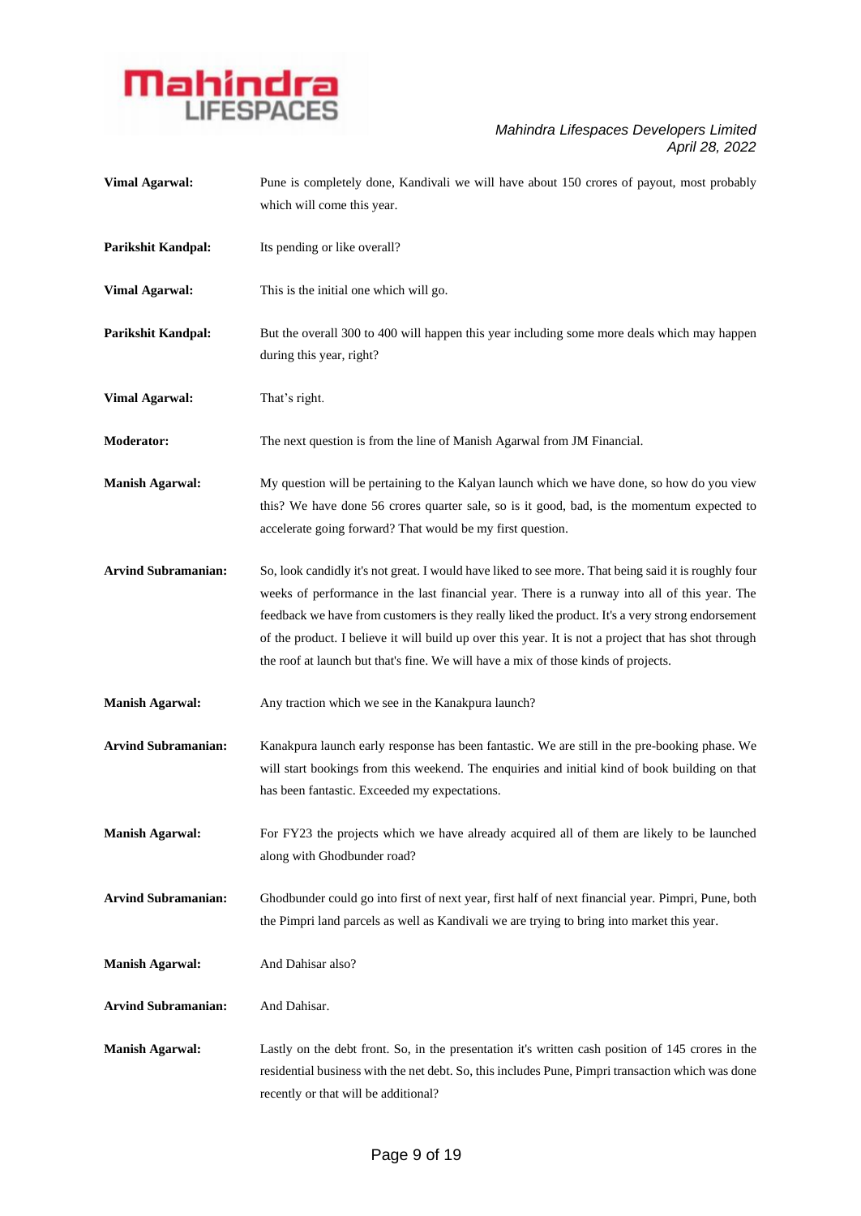**Vimal Agarwal:** Pune is completely done, Kandivali we will have about 150 crores of payout, most probably which will come this year.

**Parikshit Kandpal:** Its pending or like overall?

**Vimal Agarwal:** This is the initial one which will go.

**Parikshit Kandpal:** But the overall 300 to 400 will happen this year including some more deals which may happen during this year, right?

**Vimal Agarwal:** That's right.

**Moderator:** The next question is from the line of Manish Agarwal from JM Financial.

**Manish Agarwal:** My question will be pertaining to the Kalyan launch which we have done, so how do you view this? We have done 56 crores quarter sale, so is it good, bad, is the momentum expected to accelerate going forward? That would be my first question.

**Arvind Subramanian:** So, look candidly it's not great. I would have liked to see more. That being said it is roughly four weeks of performance in the last financial year. There is a runway into all of this year. The feedback we have from customers is they really liked the product. It's a very strong endorsement of the product. I believe it will build up over this year. It is not a project that has shot through the roof at launch but that's fine. We will have a mix of those kinds of projects.

**Manish Agarwal:** Any traction which we see in the Kanakpura launch?

**Arvind Subramanian:** Kanakpura launch early response has been fantastic. We are still in the pre-booking phase. We will start bookings from this weekend. The enquiries and initial kind of book building on that has been fantastic. Exceeded my expectations.

**Manish Agarwal:** For FY23 the projects which we have already acquired all of them are likely to be launched along with Ghodbunder road?

**Arvind Subramanian:** Ghodbunder could go into first of next year, first half of next financial year. Pimpri, Pune, both the Pimpri land parcels as well as Kandivali we are trying to bring into market this year.

**Manish Agarwal:** And Dahisar also?

**Arvind Subramanian:** And Dahisar.

**Manish Agarwal:** Lastly on the debt front. So, in the presentation it's written cash position of 145 crores in the residential business with the net debt. So, this includes Pune, Pimpri transaction which was done recently or that will be additional?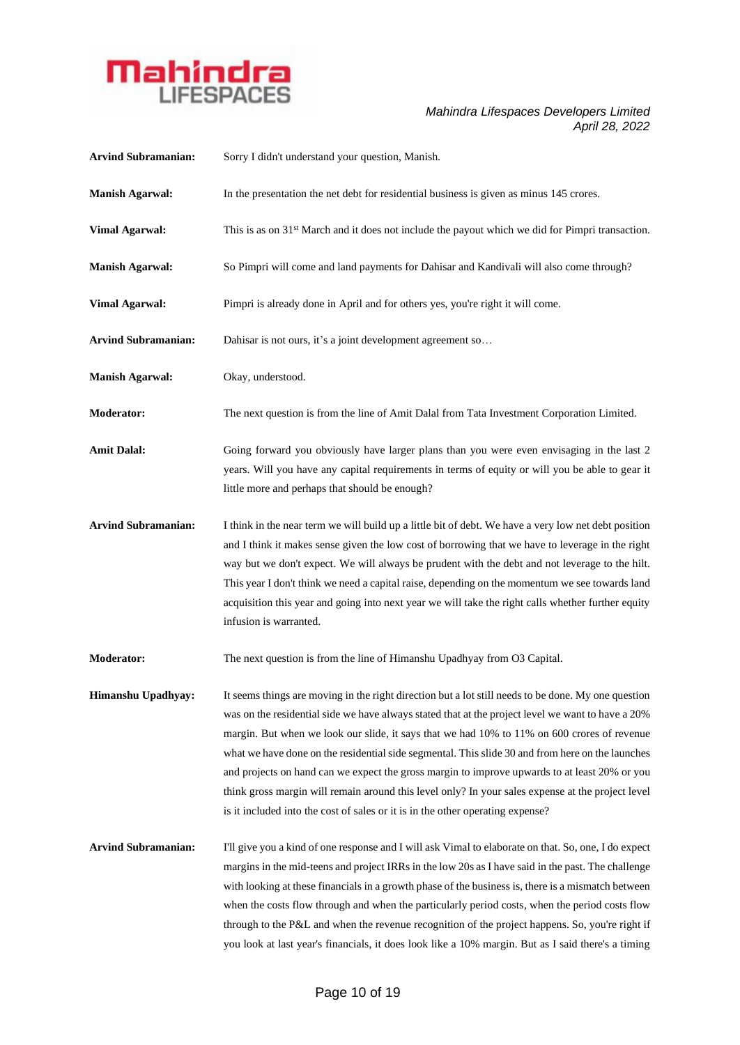**Arvind Subramanian:** Sorry I didn't understand your question, Manish.

**Manish Agarwal:** In the presentation the net debt for residential business is given as minus 145 crores.

**Vimal Agarwal:** This is as on 31st March and it does not include the payout which we did for Pimpri transaction.

**Manish Agarwal:** So Pimpri will come and land payments for Dahisar and Kandivali will also come through?

**Vimal Agarwal:** Pimpri is already done in April and for others yes, you're right it will come.

**Arvind Subramanian:** Dahisar is not ours, it's a joint development agreement so…

**Manish Agarwal:** Okay, understood.

**Moderator:** The next question is from the line of Amit Dalal from Tata Investment Corporation Limited.

**Amit Dalal:** Going forward you obviously have larger plans than you were even envisaging in the last 2 years. Will you have any capital requirements in terms of equity or will you be able to gear it little more and perhaps that should be enough?

**Arvind Subramanian:** I think in the near term we will build up a little bit of debt. We have a very low net debt position and I think it makes sense given the low cost of borrowing that we have to leverage in the right way but we don't expect. We will always be prudent with the debt and not leverage to the hilt. This year I don't think we need a capital raise, depending on the momentum we see towards land acquisition this year and going into next year we will take the right calls whether further equity infusion is warranted.

**Moderator:** The next question is from the line of Himanshu Upadhyay from O3 Capital.

**Himanshu Upadhyay:** It seems things are moving in the right direction but a lot still needs to be done. My one question was on the residential side we have always stated that at the project level we want to have a 20% margin. But when we look our slide, it says that we had 10% to 11% on 600 crores of revenue what we have done on the residential side segmental. This slide 30 and from here on the launches and projects on hand can we expect the gross margin to improve upwards to at least 20% or you think gross margin will remain around this level only? In your sales expense at the project level is it included into the cost of sales or it is in the other operating expense?

**Arvind Subramanian:** I'll give you a kind of one response and I will ask Vimal to elaborate on that. So, one, I do expect margins in the mid-teens and project IRRs in the low 20s as I have said in the past. The challenge with looking at these financials in a growth phase of the business is, there is a mismatch between when the costs flow through and when the particularly period costs, when the period costs flow through to the P&L and when the revenue recognition of the project happens. So, you're right if you look at last year's financials, it does look like a 10% margin. But as I said there's a timing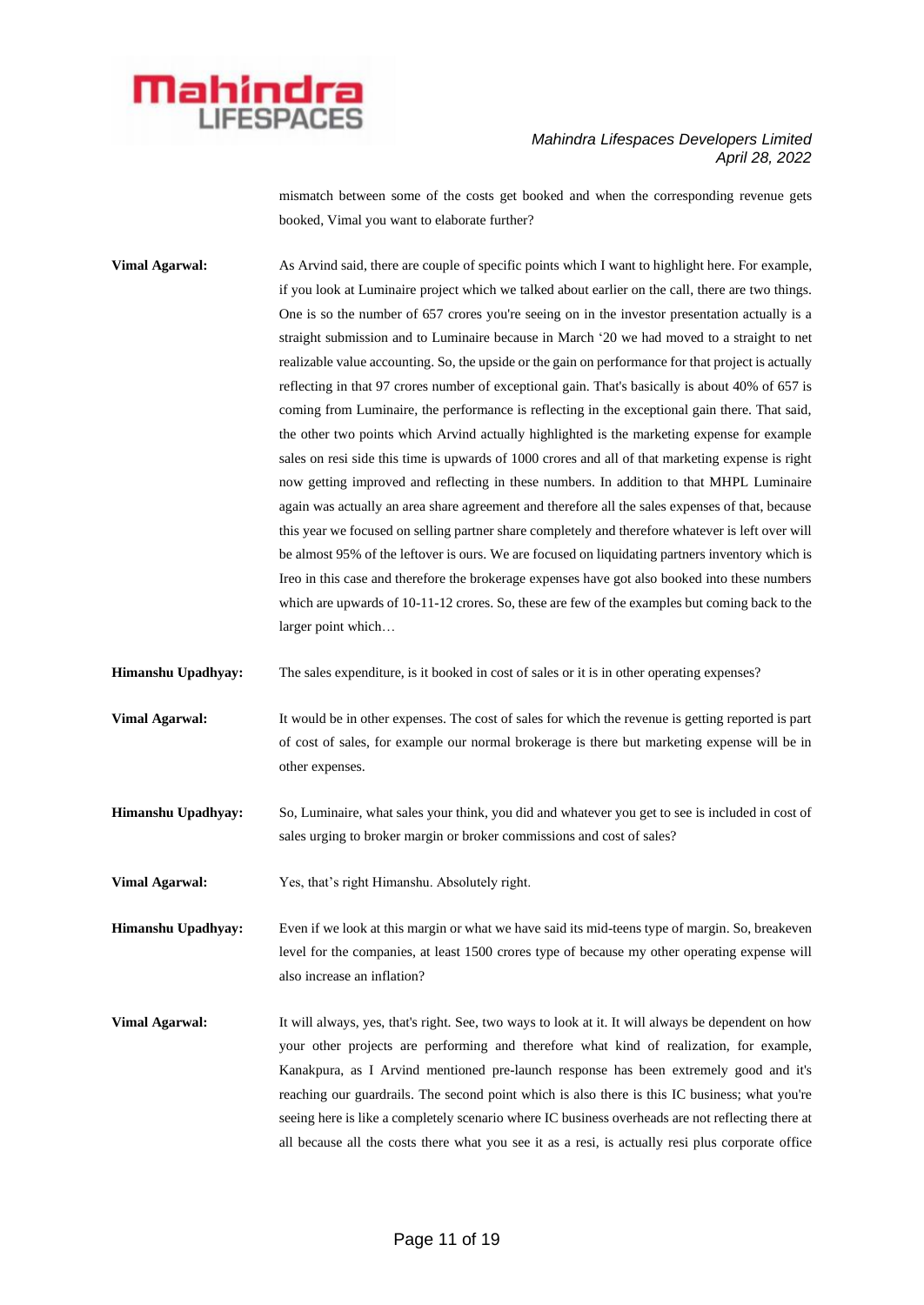mismatch between some of the costs get booked and when the corresponding revenue gets booked, Vimal you want to elaborate further?

**Vimal Agarwal:** As Arvind said, there are couple of specific points which I want to highlight here. For example, if you look at Luminaire project which we talked about earlier on the call, there are two things. One is so the number of 657 crores you're seeing on in the investor presentation actually is a straight submission and to Luminaire because in March '20 we had moved to a straight to net realizable value accounting. So, the upside or the gain on performance for that project is actually reflecting in that 97 crores number of exceptional gain. That's basically is about 40% of 657 is coming from Luminaire, the performance is reflecting in the exceptional gain there. That said, the other two points which Arvind actually highlighted is the marketing expense for example sales on resi side this time is upwards of 1000 crores and all of that marketing expense is right now getting improved and reflecting in these numbers. In addition to that MHPL Luminaire again was actually an area share agreement and therefore all the sales expenses of that, because this year we focused on selling partner share completely and therefore whatever is left over will be almost 95% of the leftover is ours. We are focused on liquidating partners inventory which is Ireo in this case and therefore the brokerage expenses have got also booked into these numbers which are upwards of 10-11-12 crores. So, these are few of the examples but coming back to the larger point which…

**Himanshu Upadhyay:** The sales expenditure, is it booked in cost of sales or it is in other operating expenses?

**Vimal Agarwal:** It would be in other expenses. The cost of sales for which the revenue is getting reported is part of cost of sales, for example our normal brokerage is there but marketing expense will be in other expenses.

**Himanshu Upadhyay:** So, Luminaire, what sales your think, you did and whatever you get to see is included in cost of sales urging to broker margin or broker commissions and cost of sales?

**Vimal Agarwal:** Yes, that's right Himanshu. Absolutely right.

**Himanshu Upadhyay:** Even if we look at this margin or what we have said its mid-teens type of margin. So, breakeven level for the companies, at least 1500 crores type of because my other operating expense will also increase an inflation?

**Vimal Agarwal:** It will always, yes, that's right. See, two ways to look at it. It will always be dependent on how your other projects are performing and therefore what kind of realization, for example, Kanakpura, as I Arvind mentioned pre-launch response has been extremely good and it's reaching our guardrails. The second point which is also there is this IC business; what you're seeing here is like a completely scenario where IC business overheads are not reflecting there at all because all the costs there what you see it as a resi, is actually resi plus corporate office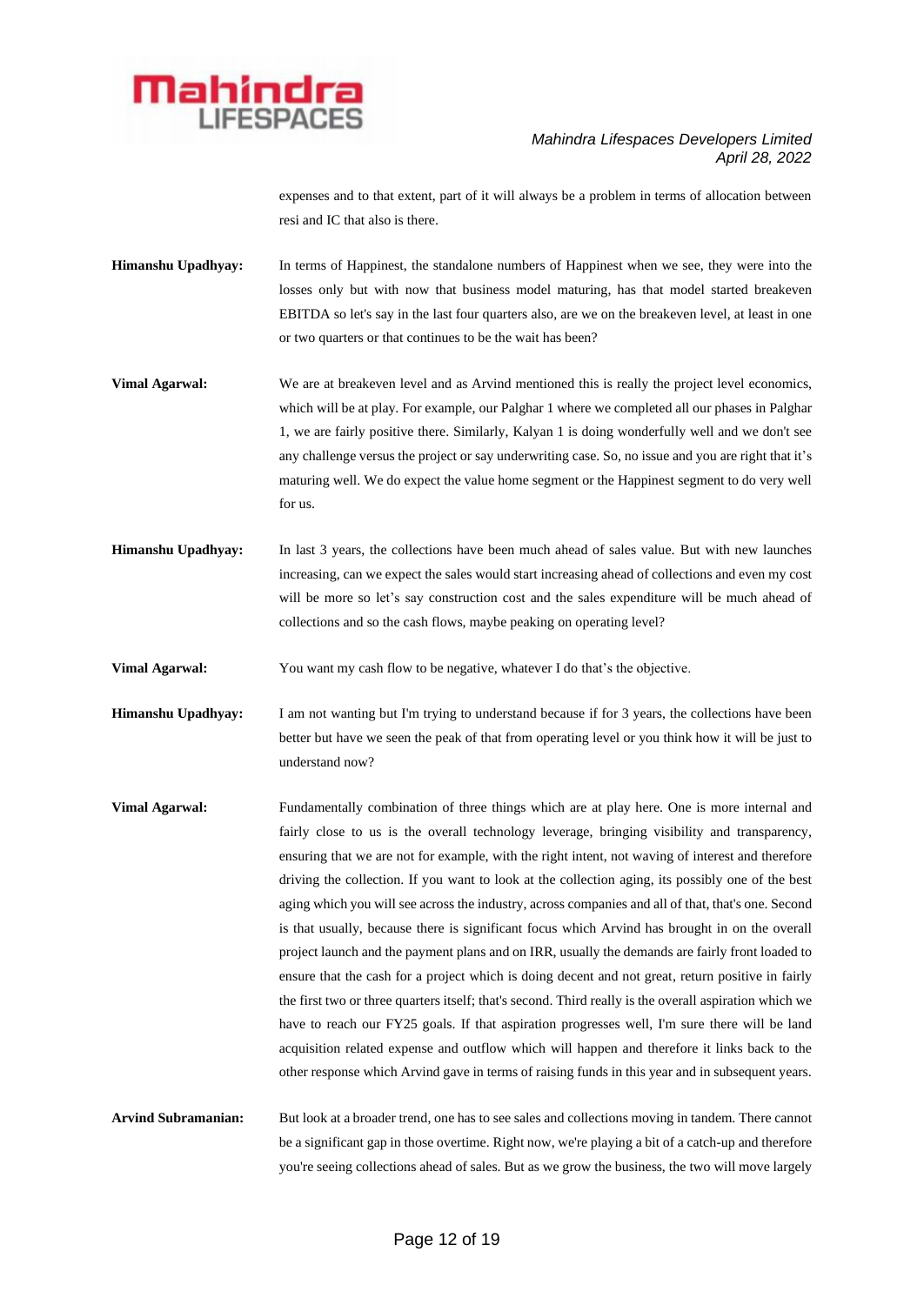expenses and to that extent, part of it will always be a problem in terms of allocation between resi and IC that also is there.

**Himanshu Upadhyay:** In terms of Happinest, the standalone numbers of Happinest when we see, they were into the losses only but with now that business model maturing, has that model started breakeven EBITDA so let's say in the last four quarters also, are we on the breakeven level, at least in one or two quarters or that continues to be the wait has been?

**Vimal Agarwal:** We are at breakeven level and as Arvind mentioned this is really the project level economics, which will be at play. For example, our Palghar 1 where we completed all our phases in Palghar 1, we are fairly positive there. Similarly, Kalyan 1 is doing wonderfully well and we don't see any challenge versus the project or say underwriting case. So, no issue and you are right that it's maturing well. We do expect the value home segment or the Happinest segment to do very well for us.

**Himanshu Upadhyay:** In last 3 years, the collections have been much ahead of sales value. But with new launches increasing, can we expect the sales would start increasing ahead of collections and even my cost will be more so let's say construction cost and the sales expenditure will be much ahead of collections and so the cash flows, maybe peaking on operating level?

**Vimal Agarwal:** You want my cash flow to be negative, whatever I do that's the objective.

**Himanshu Upadhyay:** I am not wanting but I'm trying to understand because if for 3 years, the collections have been better but have we seen the peak of that from operating level or you think how it will be just to understand now?

**Vimal Agarwal:** Fundamentally combination of three things which are at play here. One is more internal and fairly close to us is the overall technology leverage, bringing visibility and transparency, ensuring that we are not for example, with the right intent, not waving of interest and therefore driving the collection. If you want to look at the collection aging, its possibly one of the best aging which you will see across the industry, across companies and all of that, that's one. Second is that usually, because there is significant focus which Arvind has brought in on the overall project launch and the payment plans and on IRR, usually the demands are fairly front loaded to ensure that the cash for a project which is doing decent and not great, return positive in fairly the first two or three quarters itself; that's second. Third really is the overall aspiration which we have to reach our FY25 goals. If that aspiration progresses well, I'm sure there will be land acquisition related expense and outflow which will happen and therefore it links back to the other response which Arvind gave in terms of raising funds in this year and in subsequent years.

**Arvind Subramanian:** But look at a broader trend, one has to see sales and collections moving in tandem. There cannot be a significant gap in those overtime. Right now, we're playing a bit of a catch-up and therefore you're seeing collections ahead of sales. But as we grow the business, the two will move largely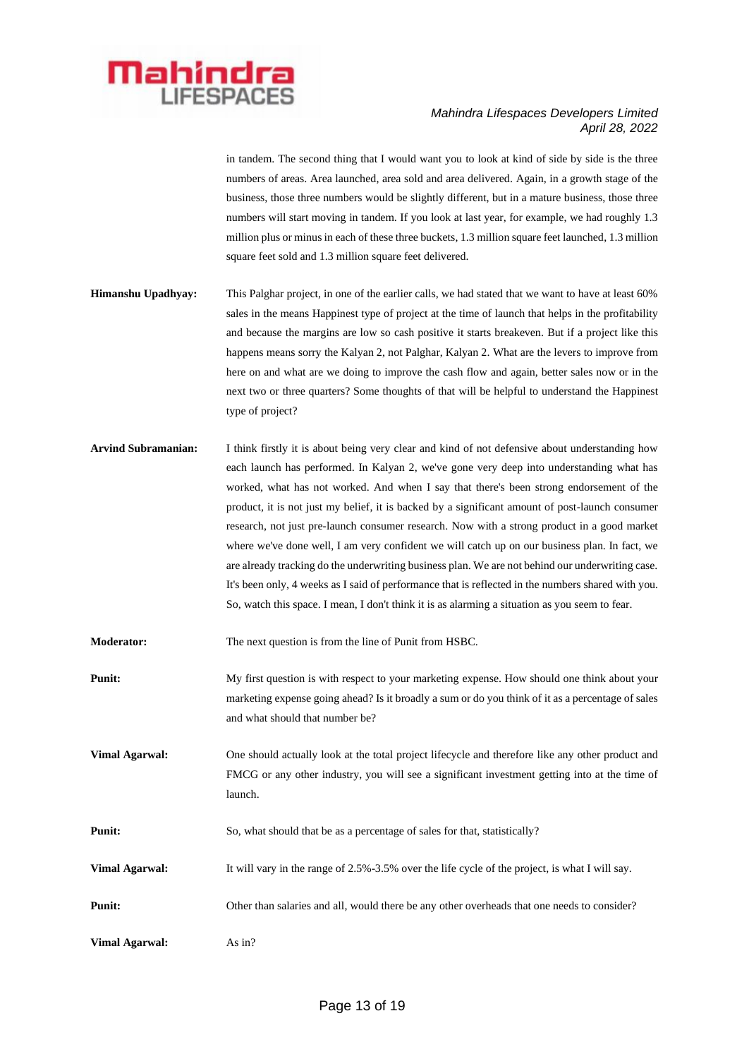in tandem. The second thing that I would want you to look at kind of side by side is the three numbers of areas. Area launched, area sold and area delivered. Again, in a growth stage of the business, those three numbers would be slightly different, but in a mature business, those three numbers will start moving in tandem. If you look at last year, for example, we had roughly 1.3 million plus or minus in each of these three buckets, 1.3 million square feet launched, 1.3 million square feet sold and 1.3 million square feet delivered.

**Himanshu Upadhyay:** This Palghar project, in one of the earlier calls, we had stated that we want to have at least 60% sales in the means Happinest type of project at the time of launch that helps in the profitability and because the margins are low so cash positive it starts breakeven. But if a project like this happens means sorry the Kalyan 2, not Palghar, Kalyan 2. What are the levers to improve from here on and what are we doing to improve the cash flow and again, better sales now or in the next two or three quarters? Some thoughts of that will be helpful to understand the Happinest type of project?

**Arvind Subramanian:** I think firstly it is about being very clear and kind of not defensive about understanding how each launch has performed. In Kalyan 2, we've gone very deep into understanding what has worked, what has not worked. And when I say that there's been strong endorsement of the product, it is not just my belief, it is backed by a significant amount of post-launch consumer research, not just pre-launch consumer research. Now with a strong product in a good market where we've done well, I am very confident we will catch up on our business plan. In fact, we are already tracking do the underwriting business plan. We are not behind our underwriting case. It's been only, 4 weeks as I said of performance that is reflected in the numbers shared with you. So, watch this space. I mean, I don't think it is as alarming a situation as you seem to fear.

**Moderator:** The next question is from the line of Punit from HSBC.

**Punit:** My first question is with respect to your marketing expense. How should one think about your marketing expense going ahead? Is it broadly a sum or do you think of it as a percentage of sales and what should that number be?

**Vimal Agarwal:** One should actually look at the total project lifecycle and therefore like any other product and FMCG or any other industry, you will see a significant investment getting into at the time of launch.

**Punit:** So, what should that be as a percentage of sales for that, statistically?

**Vimal Agarwal:** It will vary in the range of 2.5%-3.5% over the life cycle of the project, is what I will say.

**Punit:** Other than salaries and all, would there be any other overheads that one needs to consider?

**Vimal Agarwal:** As in?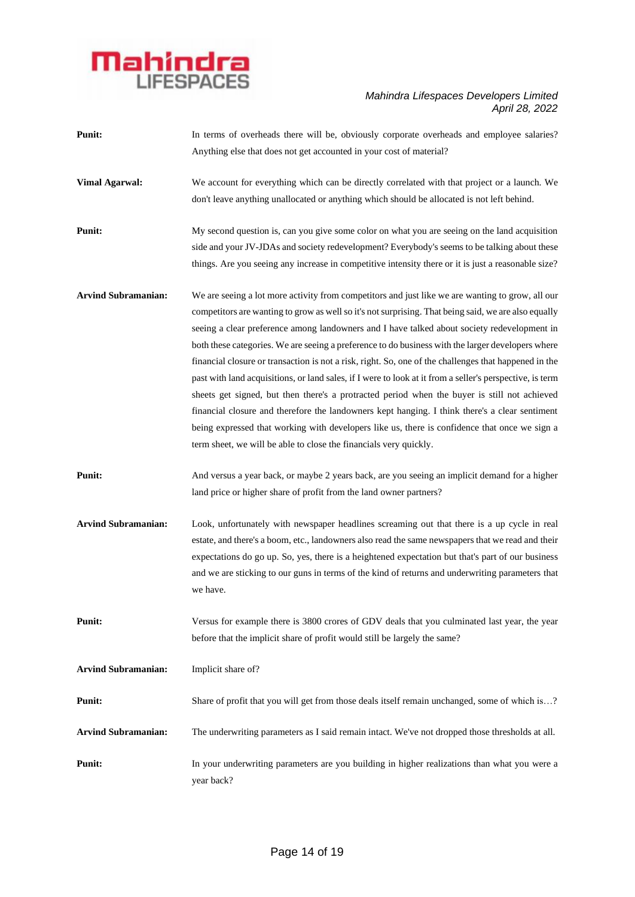**Punit:** In terms of overheads there will be, obviously corporate overheads and employee salaries? Anything else that does not get accounted in your cost of material?

**Vimal Agarwal:** We account for everything which can be directly correlated with that project or a launch. We don't leave anything unallocated or anything which should be allocated is not left behind.

**Punit:** My second question is, can you give some color on what you are seeing on the land acquisition side and your JV-JDAs and society redevelopment? Everybody's seems to be talking about these things. Are you seeing any increase in competitive intensity there or it is just a reasonable size?

**Arvind Subramanian:** We are seeing a lot more activity from competitors and just like we are wanting to grow, all our competitors are wanting to grow as well so it's not surprising. That being said, we are also equally seeing a clear preference among landowners and I have talked about society redevelopment in both these categories. We are seeing a preference to do business with the larger developers where financial closure or transaction is not a risk, right. So, one of the challenges that happened in the past with land acquisitions, or land sales, if I were to look at it from a seller's perspective, is term sheets get signed, but then there's a protracted period when the buyer is still not achieved financial closure and therefore the landowners kept hanging. I think there's a clear sentiment being expressed that working with developers like us, there is confidence that once we sign a term sheet, we will be able to close the financials very quickly.

**Punit:** And versus a year back, or maybe 2 years back, are you seeing an implicit demand for a higher land price or higher share of profit from the land owner partners?

**Arvind Subramanian:** Look, unfortunately with newspaper headlines screaming out that there is a up cycle in real estate, and there's a boom, etc., landowners also read the same newspapers that we read and their expectations do go up. So, yes, there is a heightened expectation but that's part of our business and we are sticking to our guns in terms of the kind of returns and underwriting parameters that we have.

**Punit:** Versus for example there is 3800 crores of GDV deals that you culminated last year, the year before that the implicit share of profit would still be largely the same?

**Arvind Subramanian:** Implicit share of?

**Punit:** Share of profit that you will get from those deals itself remain unchanged, some of which is…?

**Arvind Subramanian:** The underwriting parameters as I said remain intact. We've not dropped those thresholds at all.

**Punit:** In your underwriting parameters are you building in higher realizations than what you were a year back?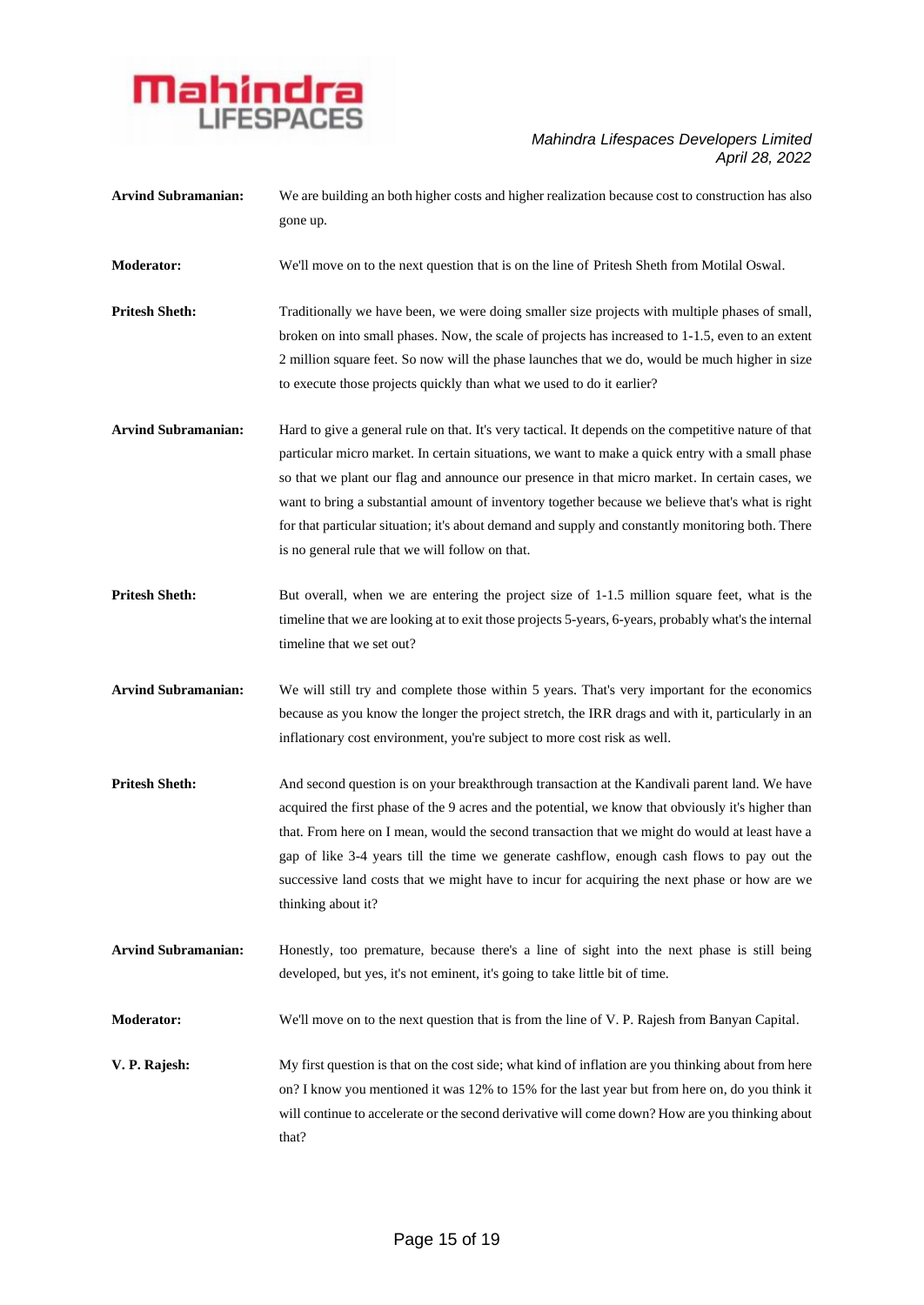**Arvind Subramanian:** We are building an both higher costs and higher realization because cost to construction has also gone up.

**Moderator:** We'll move on to the next question that is on the line of Pritesh Sheth from Motilal Oswal.

**Pritesh Sheth:** Traditionally we have been, we were doing smaller size projects with multiple phases of small, broken on into small phases. Now, the scale of projects has increased to 1-1.5, even to an extent 2 million square feet. So now will the phase launches that we do, would be much higher in size to execute those projects quickly than what we used to do it earlier?

**Arvind Subramanian:** Hard to give a general rule on that. It's very tactical. It depends on the competitive nature of that particular micro market. In certain situations, we want to make a quick entry with a small phase so that we plant our flag and announce our presence in that micro market. In certain cases, we want to bring a substantial amount of inventory together because we believe that's what is right for that particular situation; it's about demand and supply and constantly monitoring both. There is no general rule that we will follow on that.

**Pritesh Sheth:** But overall, when we are entering the project size of 1-1.5 million square feet, what is the timeline that we are looking at to exit those projects 5-years, 6-years, probably what's the internal timeline that we set out?

**Arvind Subramanian:** We will still try and complete those within 5 years. That's very important for the economics because as you know the longer the project stretch, the IRR drags and with it, particularly in an inflationary cost environment, you're subject to more cost risk as well.

**Pritesh Sheth:** And second question is on your breakthrough transaction at the Kandivali parent land. We have acquired the first phase of the 9 acres and the potential, we know that obviously it's higher than that. From here on I mean, would the second transaction that we might do would at least have a gap of like 3-4 years till the time we generate cashflow, enough cash flows to pay out the successive land costs that we might have to incur for acquiring the next phase or how are we thinking about it?

**Arvind Subramanian:** Honestly, too premature, because there's a line of sight into the next phase is still being developed, but yes, it's not eminent, it's going to take little bit of time.

**Moderator:** We'll move on to the next question that is from the line of V. P. Rajesh from Banyan Capital.

**V. P. Rajesh:** My first question is that on the cost side; what kind of inflation are you thinking about from here on? I know you mentioned it was 12% to 15% for the last year but from here on, do you think it will continue to accelerate or the second derivative will come down? How are you thinking about that?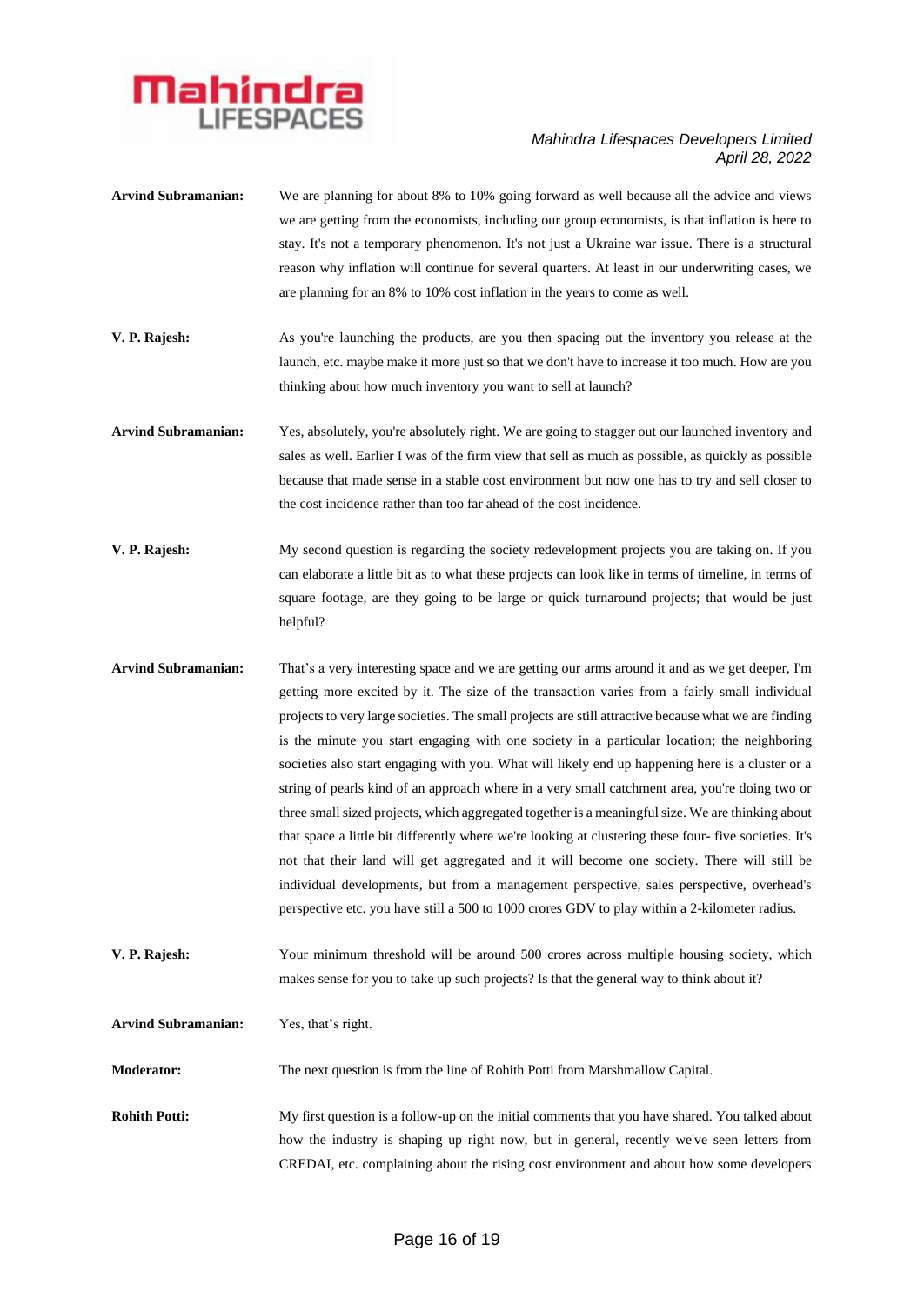**Arvind Subramanian:** We are planning for about 8% to 10% going forward as well because all the advice and views we are getting from the economists, including our group economists, is that inflation is here to stay. It's not a temporary phenomenon. It's not just a Ukraine war issue. There is a structural reason why inflation will continue for several quarters. At least in our underwriting cases, we are planning for an 8% to 10% cost inflation in the years to come as well.

**V. P. Rajesh:** As you're launching the products, are you then spacing out the inventory you release at the launch, etc. maybe make it more just so that we don't have to increase it too much. How are you thinking about how much inventory you want to sell at launch?

**Arvind Subramanian:** Yes, absolutely, you're absolutely right. We are going to stagger out our launched inventory and sales as well. Earlier I was of the firm view that sell as much as possible, as quickly as possible because that made sense in a stable cost environment but now one has to try and sell closer to the cost incidence rather than too far ahead of the cost incidence.

**V. P. Rajesh:** My second question is regarding the society redevelopment projects you are taking on. If you can elaborate a little bit as to what these projects can look like in terms of timeline, in terms of square footage, are they going to be large or quick turnaround projects; that would be just helpful?

**Arvind Subramanian:** That's a very interesting space and we are getting our arms around it and as we get deeper, I'm getting more excited by it. The size of the transaction varies from a fairly small individual projects to very large societies. The small projects are still attractive because what we are finding is the minute you start engaging with one society in a particular location; the neighboring societies also start engaging with you. What will likely end up happening here is a cluster or a string of pearls kind of an approach where in a very small catchment area, you're doing two or three small sized projects, which aggregated together is a meaningful size. We are thinking about that space a little bit differently where we're looking at clustering these four- five societies. It's not that their land will get aggregated and it will become one society. There will still be individual developments, but from a management perspective, sales perspective, overhead's perspective etc. you have still a 500 to 1000 crores GDV to play within a 2-kilometer radius.

**V. P. Rajesh:** Your minimum threshold will be around 500 crores across multiple housing society, which makes sense for you to take up such projects? Is that the general way to think about it?

**Arvind Subramanian:** Yes, that's right.

**Moderator:** The next question is from the line of Rohith Potti from Marshmallow Capital.

**Rohith Potti:** My first question is a follow-up on the initial comments that you have shared. You talked about how the industry is shaping up right now, but in general, recently we've seen letters from CREDAI, etc. complaining about the rising cost environment and about how some developers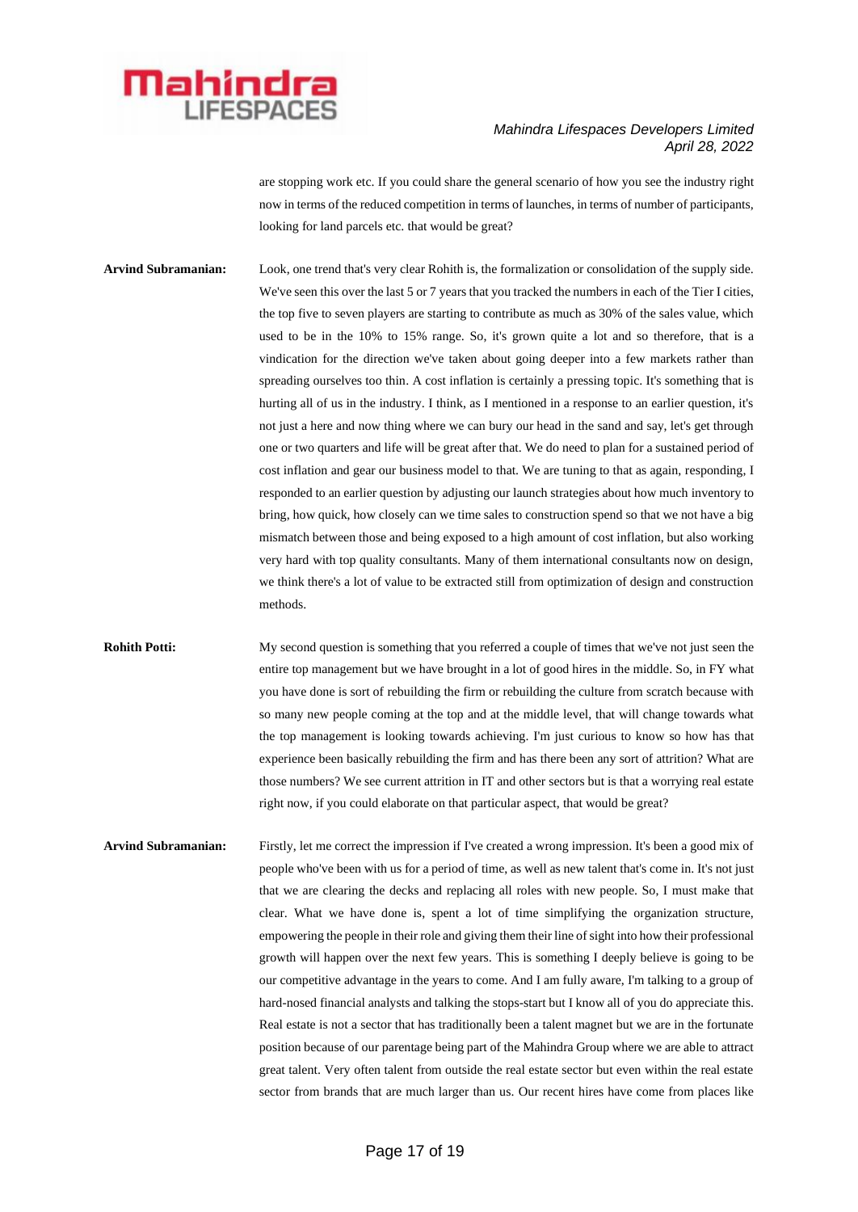are stopping work etc. If you could share the general scenario of how you see the industry right now in terms of the reduced competition in terms of launches, in terms of number of participants, looking for land parcels etc. that would be great?

**Arvind Subramanian:** Look, one trend that's very clear Rohith is, the formalization or consolidation of the supply side. We've seen this over the last 5 or 7 years that you tracked the numbers in each of the Tier I cities, the top five to seven players are starting to contribute as much as 30% of the sales value, which used to be in the 10% to 15% range. So, it's grown quite a lot and so therefore, that is a vindication for the direction we've taken about going deeper into a few markets rather than spreading ourselves too thin. A cost inflation is certainly a pressing topic. It's something that is hurting all of us in the industry. I think, as I mentioned in a response to an earlier question, it's not just a here and now thing where we can bury our head in the sand and say, let's get through one or two quarters and life will be great after that. We do need to plan for a sustained period of cost inflation and gear our business model to that. We are tuning to that as again, responding, I responded to an earlier question by adjusting our launch strategies about how much inventory to bring, how quick, how closely can we time sales to construction spend so that we not have a big mismatch between those and being exposed to a high amount of cost inflation, but also working very hard with top quality consultants. Many of them international consultants now on design, we think there's a lot of value to be extracted still from optimization of design and construction methods.

**Rohith Potti:** My second question is something that you referred a couple of times that we've not just seen the entire top management but we have brought in a lot of good hires in the middle. So, in FY what you have done is sort of rebuilding the firm or rebuilding the culture from scratch because with so many new people coming at the top and at the middle level, that will change towards what the top management is looking towards achieving. I'm just curious to know so how has that experience been basically rebuilding the firm and has there been any sort of attrition? What are those numbers? We see current attrition in IT and other sectors but is that a worrying real estate right now, if you could elaborate on that particular aspect, that would be great?

**Arvind Subramanian:** Firstly, let me correct the impression if I've created a wrong impression. It's been a good mix of people who've been with us for a period of time, as well as new talent that's come in. It's not just that we are clearing the decks and replacing all roles with new people. So, I must make that clear. What we have done is, spent a lot of time simplifying the organization structure, empowering the people in their role and giving them their line of sight into how their professional growth will happen over the next few years. This is something I deeply believe is going to be our competitive advantage in the years to come. And I am fully aware, I'm talking to a group of hard-nosed financial analysts and talking the stops-start but I know all of you do appreciate this. Real estate is not a sector that has traditionally been a talent magnet but we are in the fortunate position because of our parentage being part of the Mahindra Group where we are able to attract great talent. Very often talent from outside the real estate sector but even within the real estate sector from brands that are much larger than us. Our recent hires have come from places like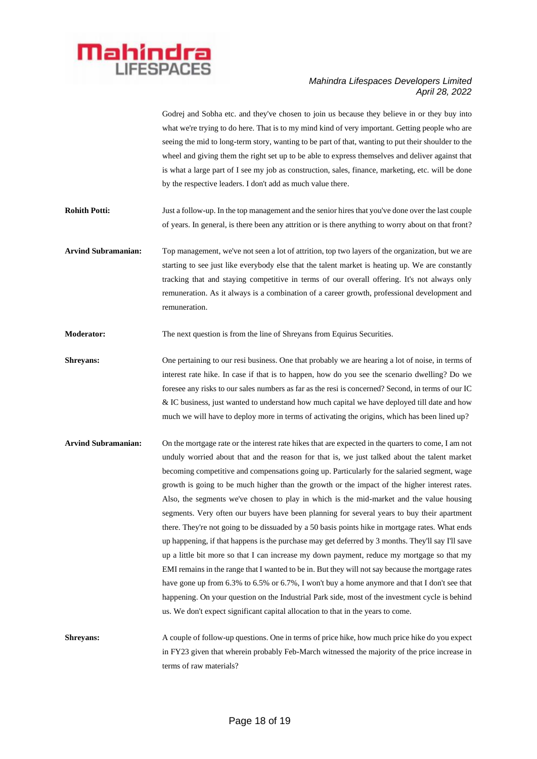Godrej and Sobha etc. and they've chosen to join us because they believe in or they buy into what we're trying to do here. That is to my mind kind of very important. Getting people who are seeing the mid to long-term story, wanting to be part of that, wanting to put their shoulder to the wheel and giving them the right set up to be able to express themselves and deliver against that is what a large part of I see my job as construction, sales, finance, marketing, etc. will be done by the respective leaders. I don't add as much value there.

**Rohith Potti:** Just a follow-up. In the top management and the senior hires that you've done over the last couple of years. In general, is there been any attrition or is there anything to worry about on that front?

**Arvind Subramanian:** Top management, we've not seen a lot of attrition, top two layers of the organization, but we are starting to see just like everybody else that the talent market is heating up. We are constantly tracking that and staying competitive in terms of our overall offering. It's not always only remuneration. As it always is a combination of a career growth, professional development and remuneration.

**Moderator:** The next question is from the line of Shreyans from Equirus Securities.

**Shreyans:** One pertaining to our resi business. One that probably we are hearing a lot of noise, in terms of interest rate hike. In case if that is to happen, how do you see the scenario dwelling? Do we foresee any risks to our sales numbers as far as the resi is concerned? Second, in terms of our IC & IC business, just wanted to understand how much capital we have deployed till date and how much we will have to deploy more in terms of activating the origins, which has been lined up?

**Arvind Subramanian:** On the mortgage rate or the interest rate hikes that are expected in the quarters to come, I am not unduly worried about that and the reason for that is, we just talked about the talent market becoming competitive and compensations going up. Particularly for the salaried segment, wage growth is going to be much higher than the growth or the impact of the higher interest rates. Also, the segments we've chosen to play in which is the mid-market and the value housing segments. Very often our buyers have been planning for several years to buy their apartment there. They're not going to be dissuaded by a 50 basis points hike in mortgage rates. What ends up happening, if that happens is the purchase may get deferred by 3 months. They'll say I'll save up a little bit more so that I can increase my down payment, reduce my mortgage so that my EMI remains in the range that I wanted to be in. But they will not say because the mortgage rates have gone up from 6.3% to 6.5% or 6.7%, I won't buy a home anymore and that I don't see that happening. On your question on the Industrial Park side, most of the investment cycle is behind us. We don't expect significant capital allocation to that in the years to come.

**Shreyans:** A couple of follow-up questions. One in terms of price hike, how much price hike do you expect in FY23 given that wherein probably Feb-March witnessed the majority of the price increase in terms of raw materials?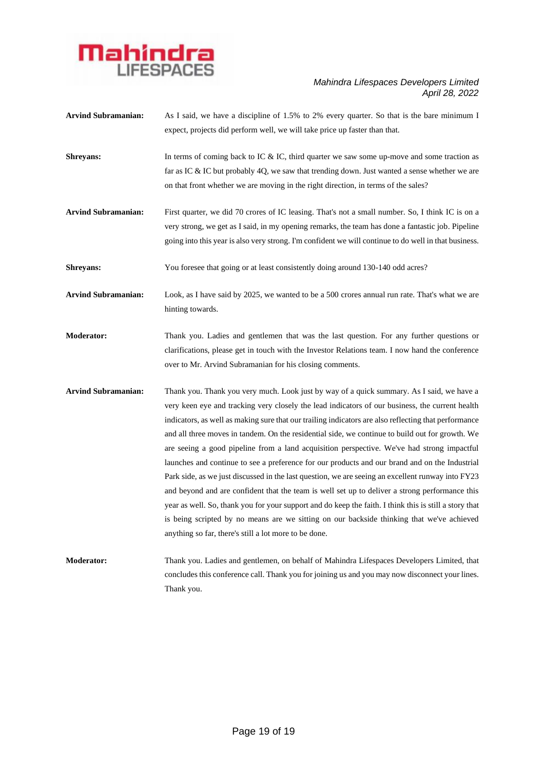**Arvind Subramanian:** As I said, we have a discipline of 1.5% to 2% every quarter. So that is the bare minimum I expect, projects did perform well, we will take price up faster than that.

**Shreyans:** In terms of coming back to IC & IC, third quarter we saw some up-move and some traction as far as IC & IC but probably 4Q, we saw that trending down. Just wanted a sense whether we are on that front whether we are moving in the right direction, in terms of the sales?

**Arvind Subramanian:** First quarter, we did 70 crores of IC leasing. That's not a small number. So, I think IC is on a very strong, we get as I said, in my opening remarks, the team has done a fantastic job. Pipeline going into this year is also very strong. I'm confident we will continue to do well in that business.

**Shreyans:** You foresee that going or at least consistently doing around 130-140 odd acres?

**Arvind Subramanian:** Look, as I have said by 2025, we wanted to be a 500 crores annual run rate. That's what we are hinting towards.

**Moderator:** Thank you. Ladies and gentlemen that was the last question. For any further questions or clarifications, please get in touch with the Investor Relations team. I now hand the conference over to Mr. Arvind Subramanian for his closing comments.

**Arvind Subramanian:** Thank you. Thank you very much. Look just by way of a quick summary. As I said, we have a very keen eye and tracking very closely the lead indicators of our business, the current health indicators, as well as making sure that our trailing indicators are also reflecting that performance and all three moves in tandem. On the residential side, we continue to build out for growth. We are seeing a good pipeline from a land acquisition perspective. We've had strong impactful launches and continue to see a preference for our products and our brand and on the Industrial Park side, as we just discussed in the last question, we are seeing an excellent runway into FY23 and beyond and are confident that the team is well set up to deliver a strong performance this year as well. So, thank you for your support and do keep the faith. I think this is still a story that is being scripted by no means are we sitting on our backside thinking that we've achieved anything so far, there's still a lot more to be done.

**Moderator:** Thank you. Ladies and gentlemen, on behalf of Mahindra Lifespaces Developers Limited, that concludes this conference call. Thank you for joining us and you may now disconnect your lines. Thank you.